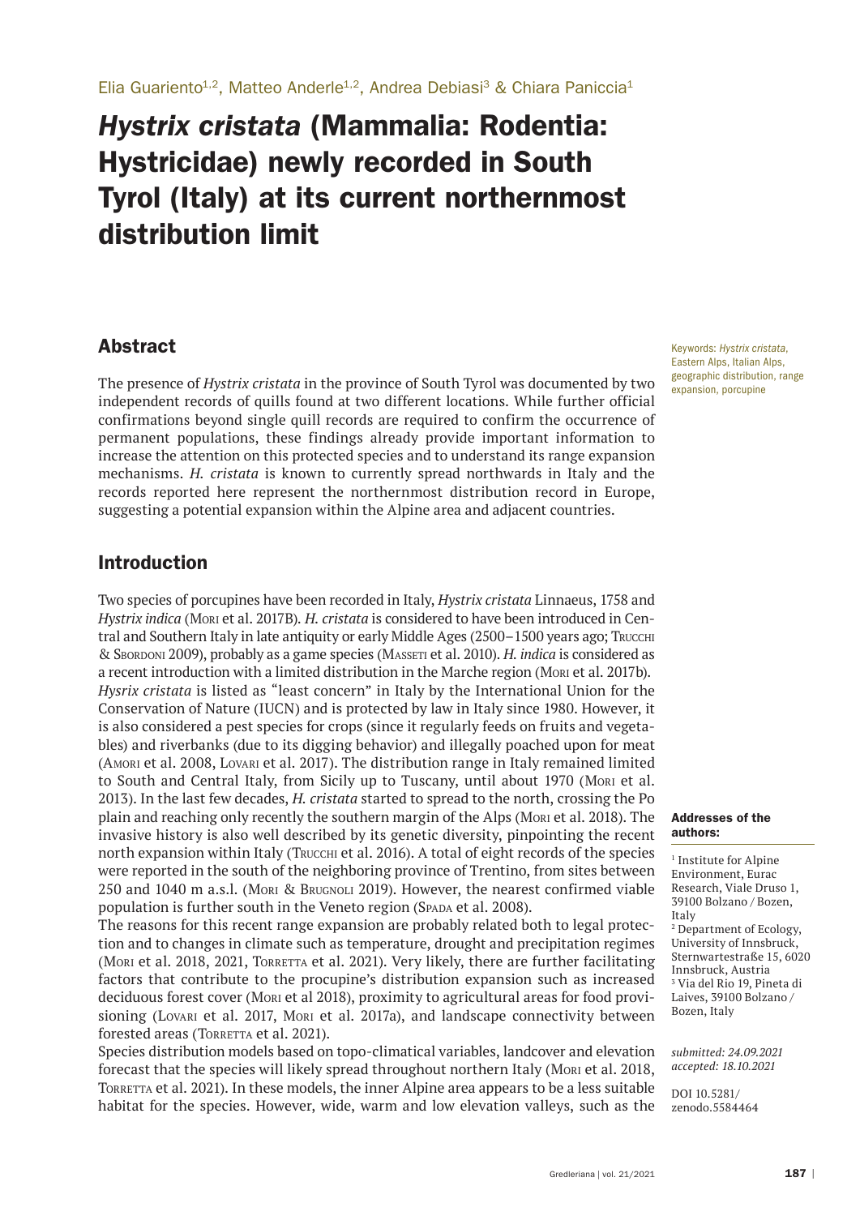Elia Guariento[1,2], Matteo Anderle[1,2], Andrea Debiasi[3] & Chiara Paniccia[1]

# *Hystrix cristata* (Mammalia: Rodentia: Hystricidae) newly recorded in South Tyrol (Italy) at its current northernmost distribution limit

## Abstract

The presence of *Hystrix cristata* in the province of South Tyrol was documented by two independent records of quills found at two different locations. While further official confirmations beyond single quill records are required to confirm the occurrence of permanent populations, these findings already provide important information to increase the attention on this protected species and to understand its range expansion mechanisms. *H. cristata* is known to currently spread northwards in Italy and the records reported here represent the northernmost distribution record in Europe, suggesting a potential expansion within the Alpine area and adjacent countries.

Keywords: *Hystrix cristata*, Eastern Alps, Italian Alps, geographic distribution, range expansion, porcupine

## Introduction

Two species of porcupines have been recorded in Italy, *Hystrix cristata* Linnaeus, 1758 and *Hystrix indica* (Mori et al. 2017B). *H. cristata* is considered to have been introduced in Central and Southern Italy in late antiquity or early Middle Ages (2500–1500 years ago; Trucchi & Sbordoni 2009), probably as a game species (Masseti et al. 2010). *H. indica* is considered as a recent introduction with a limited distribution in the Marche region (Mori et al. 2017b). *Hysrix cristata* is listed as "least concern" in Italy by the International Union for the Conservation of Nature (IUCN) and is protected by law in Italy since 1980. However, it is also considered a pest species for crops (since it regularly feeds on fruits and vegetables) and riverbanks (due to its digging behavior) and illegally poached upon for meat (Amori et al. 2008, Lovari et al. 2017). The distribution range in Italy remained limited to South and Central Italy, from Sicily up to Tuscany, until about 1970 (Mori et al. 2013). In the last few decades, *H. cristata* started to spread to the north, crossing the Po plain and reaching only recently the southern margin of the Alps (Mori et al. 2018). The invasive history is also well described by its genetic diversity, pinpointing the recent north expansion within Italy (Trucchi et al. 2016). A total of eight records of the species were reported in the south of the neighboring province of Trentino, from sites between 250 and 1040 m a.s.l. (Mori & Brugnoli 2019). However, the nearest confirmed viable population is further south in the Veneto region (Spada et al. 2008).

The reasons for this recent range expansion are probably related both to legal protection and to changes in climate such as temperature, drought and precipitation regimes (Mori et al. 2018, 2021, Torretta et al. 2021). Very likely, there are further facilitating factors that contribute to the procupine's distribution expansion such as increased deciduous forest cover (Mori et al 2018), proximity to agricultural areas for food provisioning (Lovari et al. 2017, Mori et al. 2017a), and landscape connectivity between forested areas (Torretta et al. 2021).

Species distribution models based on topo-climatical variables, landcover and elevation forecast that the species will likely spread throughout northern Italy (Mori et al. 2018, Torretta et al. 2021). In these models, the inner Alpine area appears to be a less suitable habitat for the species. However, wide, warm and low elevation valleys, such as the

**Addresses of the authors:**

[1] Institute for Alpine Environment, Eurac Research, Viale Druso 1, 39100 Bolzano / Bozen, Italy
[2] Department of Ecology, University of Innsbruck, Sternwartestraße 15, 6020 Innsbruck, Austria
[3] Via del Rio 19, Pineta di Laives, 39100 Bolzano / Bozen, Italy

*submitted: 24.09.2021*
*accepted: 18.10.2021*

DOI 10.5281/zenodo.5584464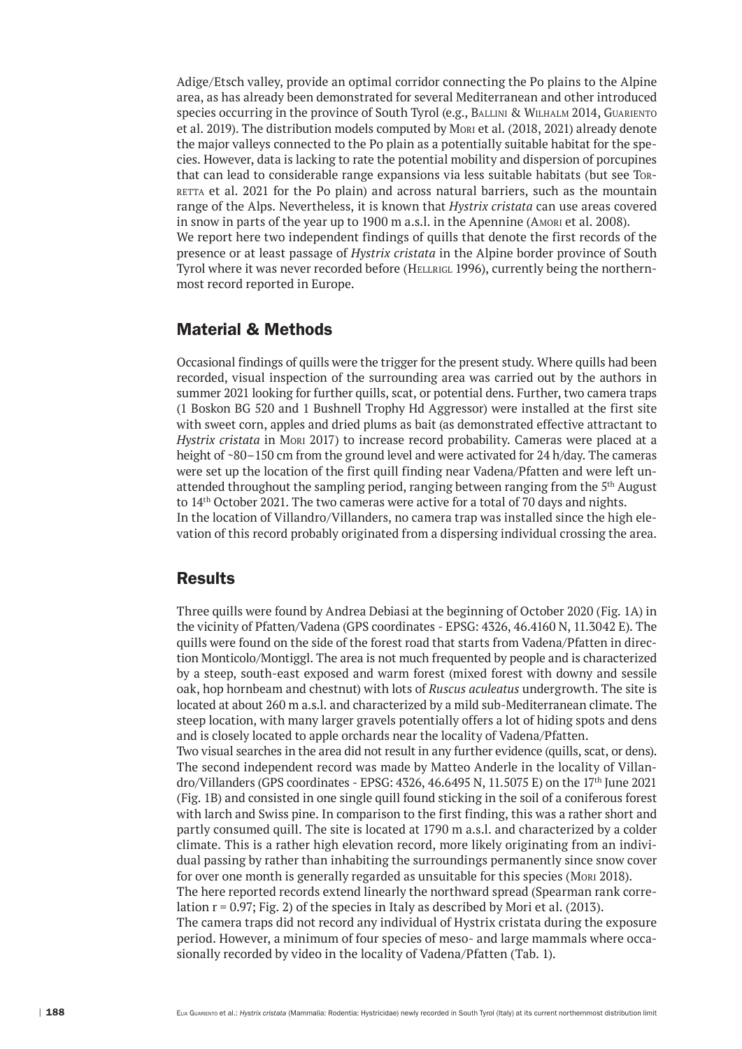Adige/Etsch valley, provide an optimal corridor connecting the Po plains to the Alpine area, as has already been demonstrated for several Mediterranean and other introduced species occurring in the province of South Tyrol (e.g., Ballini & Wilhalm 2014, Guariento et al. 2019). The distribution models computed by Mori et al. (2018, 2021) already denote the major valleys connected to the Po plain as a potentially suitable habitat for the species. However, data is lacking to rate the potential mobility and dispersion of porcupines that can lead to considerable range expansions via less suitable habitats (but see Torretta et al. 2021 for the Po plain) and across natural barriers, such as the mountain range of the Alps. Nevertheless, it is known that *Hystrix cristata* can use areas covered in snow in parts of the year up to 1900 m a.s.l. in the Apennine (Amori et al. 2008).
We report here two independent findings of quills that denote the first records of the presence or at least passage of *Hystrix cristata* in the Alpine border province of South Tyrol where it was never recorded before (Hellrigl 1996), currently being the northernmost record reported in Europe.

## Material & Methods

Occasional findings of quills were the trigger for the present study. Where quills had been recorded, visual inspection of the surrounding area was carried out by the authors in summer 2021 looking for further quills, scat, or potential dens. Further, two camera traps (1 Boskon BG 520 and 1 Bushnell Trophy Hd Aggressor) were installed at the first site with sweet corn, apples and dried plums as bait (as demonstrated effective attractant to *Hystrix cristata* in Mori 2017) to increase record probability. Cameras were placed at a height of ~80–150 cm from the ground level and were activated for 24 h/day. The cameras were set up the location of the first quill finding near Vadena/Pfatten and were left unattended throughout the sampling period, ranging between ranging from the 5th August to 14th October 2021. The two cameras were active for a total of 70 days and nights.
In the location of Villandro/Villanders, no camera trap was installed since the high elevation of this record probably originated from a dispersing individual crossing the area.

## Results

Three quills were found by Andrea Debiasi at the beginning of October 2020 (Fig. 1A) in the vicinity of Pfatten/Vadena (GPS coordinates - EPSG: 4326, 46.4160 N, 11.3042 E). The quills were found on the side of the forest road that starts from Vadena/Pfatten in direction Monticolo/Montiggl. The area is not much frequented by people and is characterized by a steep, south-east exposed and warm forest (mixed forest with downy and sessile oak, hop hornbeam and chestnut) with lots of *Ruscus aculeatus* undergrowth. The site is located at about 260 m a.s.l. and characterized by a mild sub-Mediterranean climate. The steep location, with many larger gravels potentially offers a lot of hiding spots and dens and is closely located to apple orchards near the locality of Vadena/Pfatten.
Two visual searches in the area did not result in any further evidence (quills, scat, or dens). The second independent record was made by Matteo Anderle in the locality of Villandro/Villanders (GPS coordinates - EPSG: 4326, 46.6495 N, 11.5075 E) on the 17th June 2021 (Fig. 1B) and consisted in one single quill found sticking in the soil of a coniferous forest with larch and Swiss pine. In comparison to the first finding, this was a rather short and partly consumed quill. The site is located at 1790 m a.s.l. and characterized by a colder climate. This is a rather high elevation record, more likely originating from an individual passing by rather than inhabiting the surroundings permanently since snow cover for over one month is generally regarded as unsuitable for this species (Mori 2018).
The here reported records extend linearly the northward spread (Spearman rank correlation $r = 0.97$; Fig. 2) of the species in Italy as described by Mori et al. (2013).
The camera traps did not record any individual of Hystrix cristata during the exposure period. However, a minimum of four species of meso- and large mammals where occasionally recorded by video in the locality of Vadena/Pfatten (Tab. 1).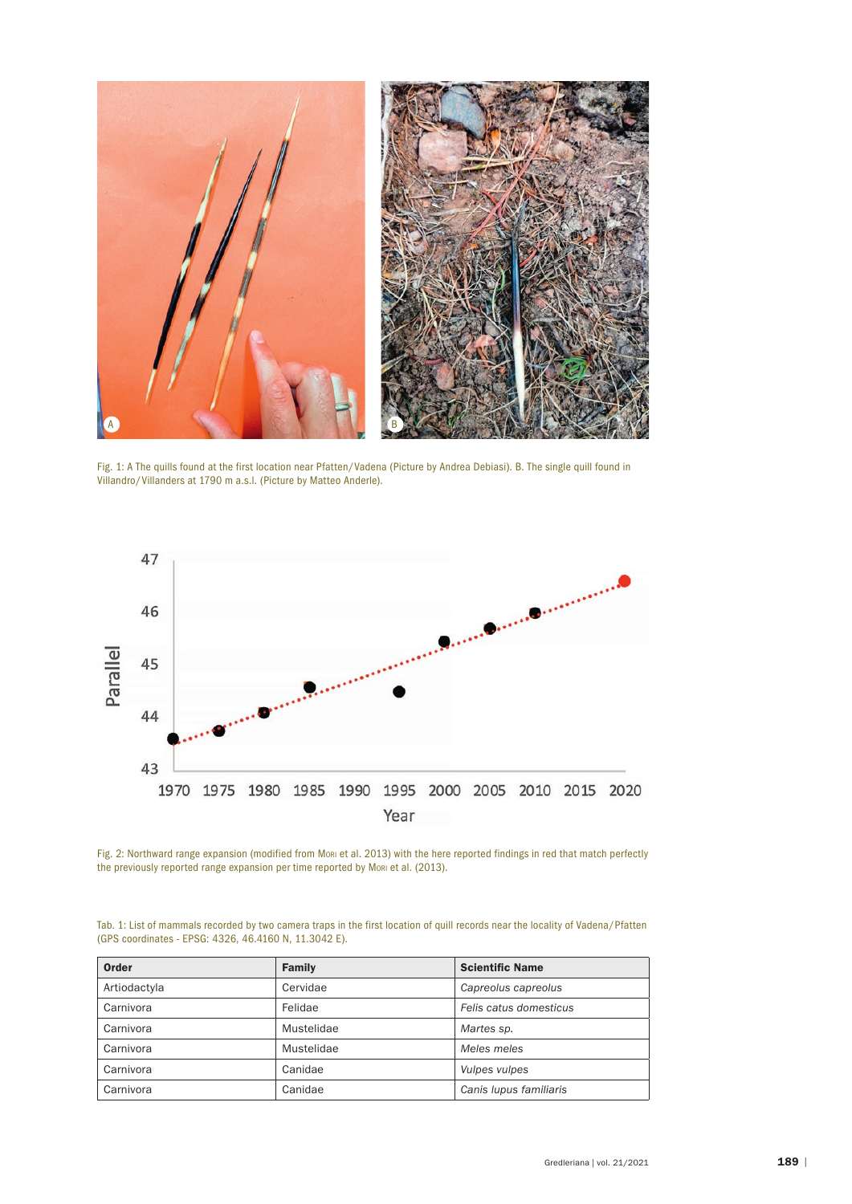Fig. 1: A The quills found at the first location near Pfatten/Vadena (Picture by Andrea Debiasi). B. The single quill found in Villandro/Villanders at 1790 m a.s.l. (Picture by Matteo Anderle).

Fig. 2: Northward range expansion (modified from Mori et al. 2013) with the here reported findings in red that match perfectly the previously reported range expansion per time reported by Mori et al. (2013).

Tab. 1: List of mammals recorded by two camera traps in the first location of quill records near the locality of Vadena/Pfatten (GPS coordinates - EPSG: 4326, 46.4160 N, 11.3042 E).

| Order | Family | Scientific Name |
|---|---|---|
| Artiodactyla | Cervidae | *Capreolus capreolus* |
| Carnivora | Felidae | *Felis catus domesticus* |
| Carnivora | Mustelidae | *Martes sp.* |
| Carnivora | Mustelidae | *Meles meles* |
| Carnivora | Canidae | *Vulpes vulpes* |
| Carnivora | Canidae | *Canis lupus familiaris* |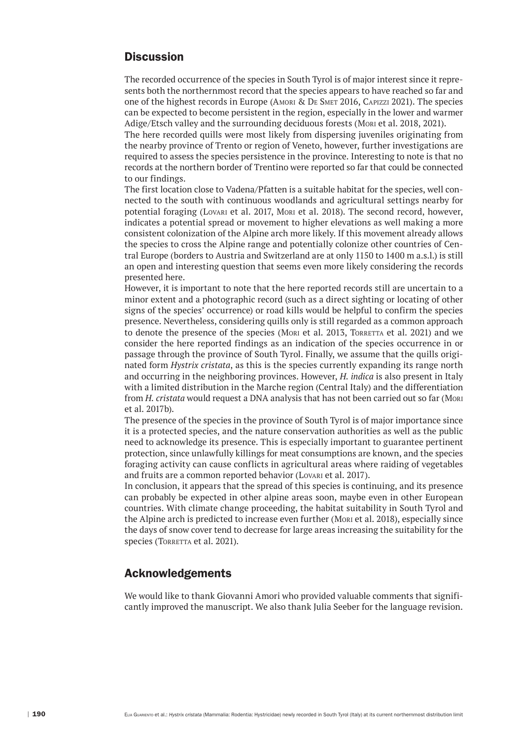## Discussion

The recorded occurrence of the species in South Tyrol is of major interest since it represents both the northernmost record that the species appears to have reached so far and one of the highest records in Europe (Amori & De Smet 2016, Capizzi 2021). The species can be expected to become persistent in the region, especially in the lower and warmer Adige/Etsch valley and the surrounding deciduous forests (Mori et al. 2018, 2021).

The here recorded quills were most likely from dispersing juveniles originating from the nearby province of Trento or region of Veneto, however, further investigations are required to assess the species persistence in the province. Interesting to note is that no records at the northern border of Trentino were reported so far that could be connected to our findings.

The first location close to Vadena/Pfatten is a suitable habitat for the species, well connected to the south with continuous woodlands and agricultural settings nearby for potential foraging (Lovari et al. 2017, Mori et al. 2018). The second record, however, indicates a potential spread or movement to higher elevations as well making a more consistent colonization of the Alpine arch more likely. If this movement already allows the species to cross the Alpine range and potentially colonize other countries of Central Europe (borders to Austria and Switzerland are at only 1150 to 1400 m a.s.l.) is still an open and interesting question that seems even more likely considering the records presented here.

However, it is important to note that the here reported records still are uncertain to a minor extent and a photographic record (such as a direct sighting or locating of other signs of the species' occurrence) or road kills would be helpful to confirm the species presence. Nevertheless, considering quills only is still regarded as a common approach to denote the presence of the species (Mori et al. 2013, Torretta et al. 2021) and we consider the here reported findings as an indication of the species occurrence in or passage through the province of South Tyrol. Finally, we assume that the quills originated form *Hystrix cristata*, as this is the species currently expanding its range north and occurring in the neighboring provinces. However, *H. indica* is also present in Italy with a limited distribution in the Marche region (Central Italy) and the differentiation from *H. cristata* would request a DNA analysis that has not been carried out so far (Mori et al. 2017b).

The presence of the species in the province of South Tyrol is of major importance since it is a protected species, and the nature conservation authorities as well as the public need to acknowledge its presence. This is especially important to guarantee pertinent protection, since unlawfully killings for meat consumptions are known, and the species foraging activity can cause conflicts in agricultural areas where raiding of vegetables and fruits are a common reported behavior (Lovari et al. 2017).

In conclusion, it appears that the spread of this species is continuing, and its presence can probably be expected in other alpine areas soon, maybe even in other European countries. With climate change proceeding, the habitat suitability in South Tyrol and the Alpine arch is predicted to increase even further (Mori et al. 2018), especially since the days of snow cover tend to decrease for large areas increasing the suitability for the species (Torretta et al. 2021).

## Acknowledgements

We would like to thank Giovanni Amori who provided valuable comments that significantly improved the manuscript. We also thank Julia Seeber for the language revision.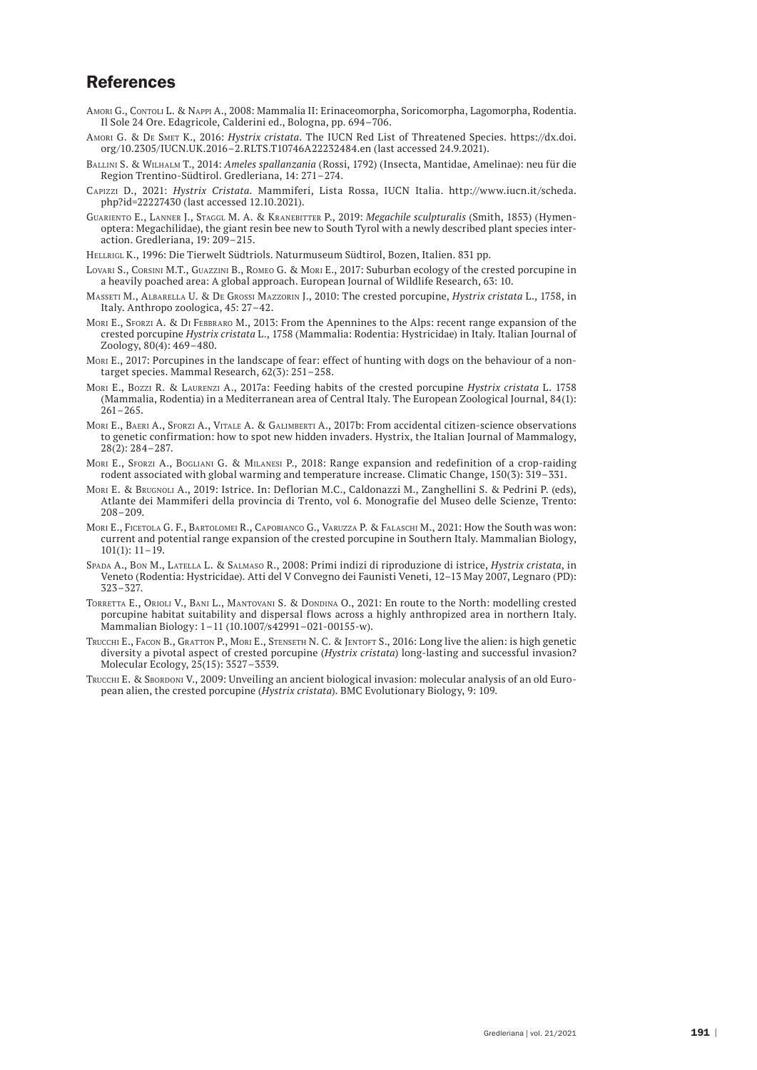## References

Amori G., Contoli L. & Nappi A., 2008: Mammalia II: Erinaceomorpha, Soricomorpha, Lagomorpha, Rodentia. Il Sole 24 Ore. Edagricole, Calderini ed., Bologna, pp. 694–706.

Amori G. & De Smet K., 2016: *Hystrix cristata*. The IUCN Red List of Threatened Species. https://dx.doi.org/10.2305/IUCN.UK.2016–2.RLTS.T10746A22232484.en (last accessed 24.9.2021).

Ballini S. & Wilhalm T., 2014: *Ameles spallanzania* (Rossi, 1792) (Insecta, Mantidae, Amelinae): neu für die Region Trentino-Südtirol. Gredleriana, 14: 271–274.

Capizzi D., 2021: *Hystrix Cristata*. Mammiferi, Lista Rossa, IUCN Italia. http://www.iucn.it/scheda.php?id=22227430 (last accessed 12.10.2021).

Guariento E., Lanner J., Staggl M. A. & Kranebitter P., 2019: *Megachile sculpturalis* (Smith, 1853) (Hymenoptera: Megachilidae), the giant resin bee new to South Tyrol with a newly described plant species interaction. Gredleriana, 19: 209–215.

Hellrigl K., 1996: Die Tierwelt Südtriols. Naturmuseum Südtirol, Bozen, Italien. 831 pp.

Lovari S., Corsini M.T., Guazzini B., Romeo G. & Mori E., 2017: Suburban ecology of the crested porcupine in a heavily poached area: A global approach. European Journal of Wildlife Research, 63: 10.

Masseti M., Albarella U. & De Grossi Mazzorin J., 2010: The crested porcupine, *Hystrix cristata* L., 1758, in Italy. Anthropo zoologica, 45: 27–42.

Mori E., Sforzi A. & Di Febbraro M., 2013: From the Apennines to the Alps: recent range expansion of the crested porcupine *Hystrix cristata* L., 1758 (Mammalia: Rodentia: Hystricidae) in Italy. Italian Journal of Zoology, 80(4): 469–480.

Mori E., 2017: Porcupines in the landscape of fear: effect of hunting with dogs on the behaviour of a non-target species. Mammal Research, 62(3): 251–258.

Mori E., Bozzi R. & Laurenzi A., 2017a: Feeding habits of the crested porcupine *Hystrix cristata* L. 1758 (Mammalia, Rodentia) in a Mediterranean area of Central Italy. The European Zoological Journal, 84(1): 261–265.

Mori E., Baeri A., Sforzi A., Vitale A. & Galimberti A., 2017b: From accidental citizen-science observations to genetic confirmation: how to spot new hidden invaders. Hystrix, the Italian Journal of Mammalogy, 28(2): 284–287.

Mori E., Sforzi A., Bogliani G. & Milanesi P., 2018: Range expansion and redefinition of a crop-raiding rodent associated with global warming and temperature increase. Climatic Change, 150(3): 319–331.

Mori E. & Brugnoli A., 2019: Istrice. In: Deflorian M.C., Caldonazzi M., Zanghellini S. & Pedrini P. (eds), Atlante dei Mammiferi della provincia di Trento, vol 6. Monografie del Museo delle Scienze, Trento: 208–209.

Mori E., Ficetola G. F., Bartolomei R., Capobianco G., Varuzza P. & Falaschi M., 2021: How the South was won: current and potential range expansion of the crested porcupine in Southern Italy. Mammalian Biology, 101(1): 11–19.

Spada A., Bon M., Latella L. & Salmaso R., 2008: Primi indizi di riproduzione di istrice, *Hystrix cristata*, in Veneto (Rodentia: Hystricidae). Atti del V Convegno dei Faunisti Veneti, 12–13 May 2007, Legnaro (PD): 323–327.

Torretta E., Orioli V., Bani L., Mantovani S. & Dondina O., 2021: En route to the North: modelling crested porcupine habitat suitability and dispersal flows across a highly anthropized area in northern Italy. Mammalian Biology: 1–11 (10.1007/s42991–021-00155-w).

Trucchi E., Facon B., Gratton P., Mori E., Stenseth N. C. & Jentoft S., 2016: Long live the alien: is high genetic diversity a pivotal aspect of crested porcupine (*Hystrix cristata*) long-lasting and successful invasion? Molecular Ecology, 25(15): 3527–3539.

Trucchi E. & Sbordoni V., 2009: Unveiling an ancient biological invasion: molecular analysis of an old European alien, the crested porcupine (*Hystrix cristata*). BMC Evolutionary Biology, 9: 109.